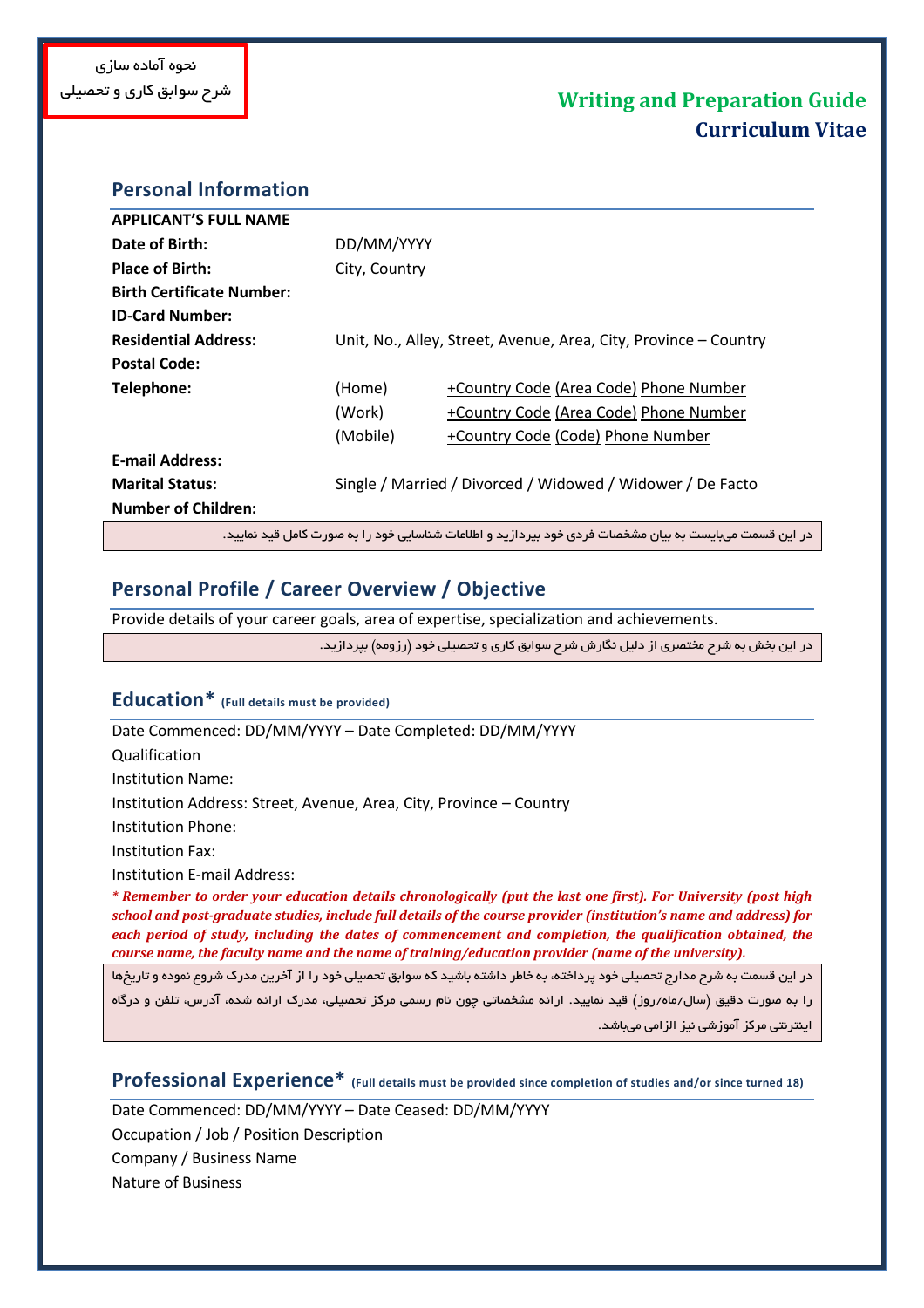نحوه آماده سازی
شرح سوابق کاری و تحصیلی

# Writing and Preparation Guide
# Curriculum Vitae

## Personal Information

| | | |
|---|---|---|
| **APPLICANT'S FULL NAME** | | |
| **Date of Birth:** | DD/MM/YYYY | |
| **Place of Birth:** | City, Country | |
| **Birth Certificate Number:** | | |
| **ID-Card Number:** | | |
| **Residential Address:** | Unit, No., Alley, Street, Avenue, Area, City, Province – Country | |
| **Postal Code:** | | |
| **Telephone:** | (Home) | +Country Code (Area Code) Phone Number |
| | (Work) | +Country Code (Area Code) Phone Number |
| | (Mobile) | +Country Code (Code) Phone Number |
| **E-mail Address:** | | |
| **Marital Status:** | Single / Married / Divorced / Widowed / Widower / De Facto | |
| **Number of Children:** | | |

در این قسمت می‌بایست به بیان مشخصات فردی خود بپردازید و اطلاعات شناسایی خود را به صورت کامل قید نمایید.

## Personal Profile / Career Overview / Objective

Provide details of your career goals, area of expertise, specialization and achievements.

در این بخش به شرح مختصری از دلیل نگارش شرح سوابق کاری و تحصیلی خود (رزومه) بپردازید.

## Education* (Full details must be provided)

Date Commenced: DD/MM/YYYY – Date Completed: DD/MM/YYYY
Qualification
Institution Name:
Institution Address: Street, Avenue, Area, City, Province – Country
Institution Phone:
Institution Fax:
Institution E-mail Address:

***\* Remember to order your education details chronologically (put the last one first). For University (post high school and post-graduate studies, include full details of the course provider (institution's name and address) for each period of study, including the dates of commencement and completion, the qualification obtained, the course name, the faculty name and the name of training/education provider (name of the university).***

در این قسمت به شرح مدارج تحصیلی خود پرداخته، به خاطر داشته باشید که سوابق تحصیلی خود را از آخرین مدرک شروع نموده و تاریخ‌ها را به صورت دقیق (سال/ماه/روز) قید نمایید. ارائه مشخصاتی چون نام رسمی مرکز تحصیلی، مدرک ارائه شده، آدرس، تلفن و درگاه اینترنتی مرکز آموزشی نیز الزامی می‌باشد.

## Professional Experience* (Full details must be provided since completion of studies and/or since turned 18)

Date Commenced: DD/MM/YYYY – Date Ceased: DD/MM/YYYY
Occupation / Job / Position Description
Company / Business Name
Nature of Business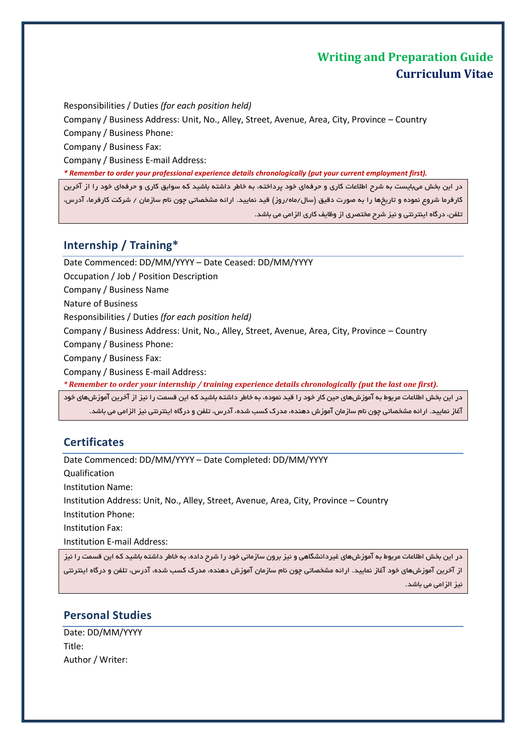Responsibilities / Duties *(for each position held)*

Company / Business Address: Unit, No., Alley, Street, Avenue, Area, City, Province – Country

Company / Business Phone:

Company / Business Fax:

Company / Business E-mail Address:

***\* Remember to order your professional experience details chronologically (put your current employment first).***

در این بخش می‌بایست به شرح اطلاعات کاری و حرفه‌ای خود پرداخته، به خاطر داشته باشید که سوابق کاری و حرفه‌ای خود را از آخرین کارفرما شروع نموده و تاریخ‌ها را به صورت دقیق (سال/ماه/روز) قید نمایید. ارائه مشخصاتی چون نام سازمان / شرکت کارفرما، آدرس، تلفن، درگاه اینترنتی و نیز شرح مختصری از وظایف کاری الزامی می باشد.

## Internship / Training*

Date Commenced: DD/MM/YYYY – Date Ceased: DD/MM/YYYY

Occupation / Job / Position Description

Company / Business Name

Nature of Business

Responsibilities / Duties *(for each position held)*

Company / Business Address: Unit, No., Alley, Street, Avenue, Area, City, Province – Country

Company / Business Phone:

Company / Business Fax:

Company / Business E-mail Address:

***\* Remember to order your internship / training experience details chronologically (put the last one first).***

در این بخش اطلاعات مربوط به آموزش‌های حین کار خود را قید نموده، به خاطر داشته باشید که این قسمت را نیز از آخرین آموزش‌های خود آغاز نمایید. ارائه مشخصاتی چون نام سازمان آموزش دهنده، مدرک کسب شده، آدرس، تلفن و درگاه اینترنتی نیز الزامی می باشد.

## Certificates

Date Commenced: DD/MM/YYYY – Date Completed: DD/MM/YYYY

Qualification

Institution Name:

Institution Address: Unit, No., Alley, Street, Avenue, Area, City, Province – Country

Institution Phone:

Institution Fax:

Institution E-mail Address:

در این بخش اطلاعات مربوط به آموزش‌های غیردانشگاهی و نیز برون سازمانی خود را شرح داده، به خاطر داشته باشید که این قسمت را نیز از آخرین آموزش‌های خود آغاز نمایید. ارائه مشخصاتی چون نام سازمان آموزش دهنده، مدرک کسب شده، آدرس، تلفن و درگاه اینترنتی نیز الزامی می باشد.

## Personal Studies

Date: DD/MM/YYYY

Title:

Author / Writer: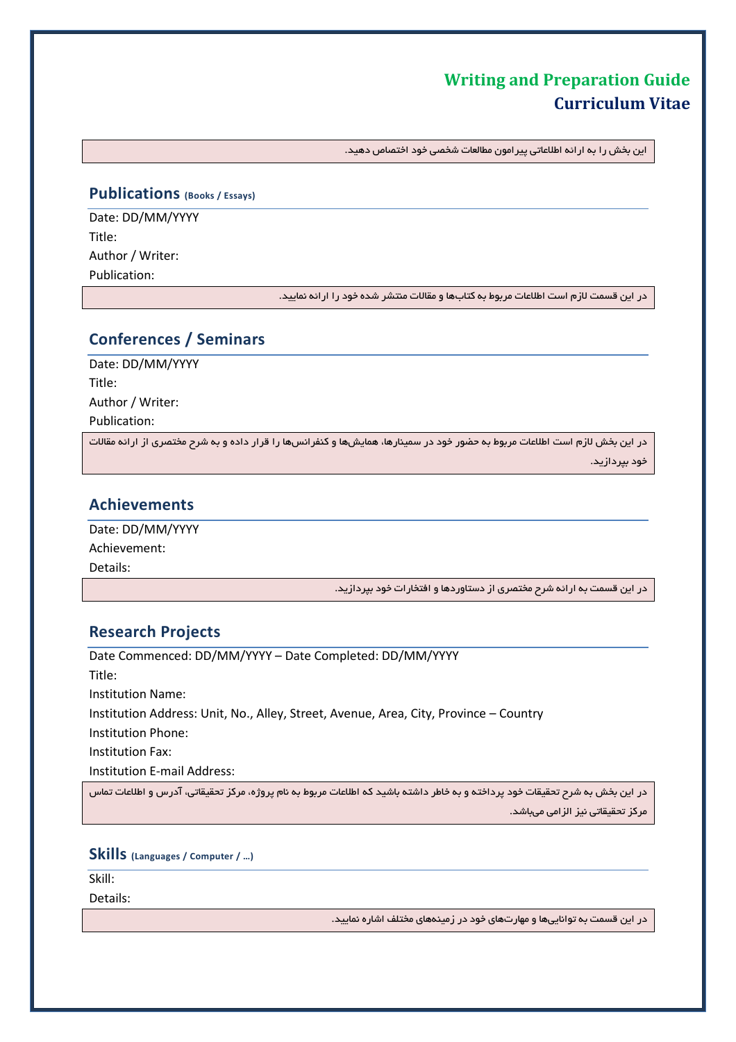# Writing and Preparation Guide
## Curriculum Vitae

> این بخش را به ارائه اطلاعاتی پیرامون مطالعات شخصی خود اختصاص دهید.

## Publications (Books / Essays)

Date: DD/MM/YYYY
Title:
Author / Writer:
Publication:

> در این قسمت لازم است اطلاعات مربوط به کتاب‌ها و مقالات منتشر شده خود را ارائه نمایید.

## Conferences / Seminars

Date: DD/MM/YYYY
Title:
Author / Writer:
Publication:

> در این بخش لازم است اطلاعات مربوط به حضور خود در سمینارها، همایش‌ها و کنفرانس‌ها را قرار داده و به شرح مختصری از ارائه مقالات خود بپردازید.

## Achievements

Date: DD/MM/YYYY
Achievement:
Details:

> در این قسمت به ارائه شرح مختصری از دستاوردها و افتخارات خود بپردازید.

## Research Projects

Date Commenced: DD/MM/YYYY – Date Completed: DD/MM/YYYY
Title:
Institution Name:
Institution Address: Unit, No., Alley, Street, Avenue, Area, City, Province – Country
Institution Phone:
Institution Fax:
Institution E-mail Address:

> در این بخش به شرح تحقیقات خود پرداخته و به خاطر داشته باشید که اطلاعات مربوط به نام پروژه، مرکز تحقیقاتی، آدرس و اطلاعات تماس مرکز تحقیقاتی نیز الزامی می‌باشد.

## Skills (Languages / Computer / …)

Skill:
Details:

> در این قسمت به توانایی‌ها و مهارت‌های خود در زمینه‌های مختلف اشاره نمایید.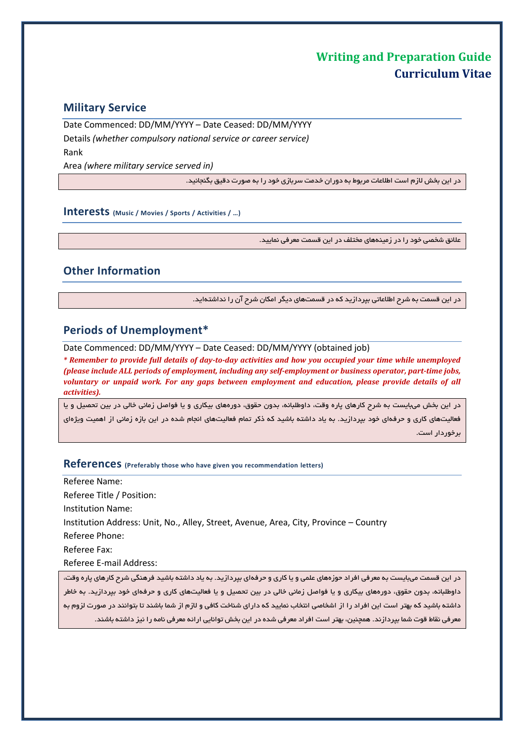**Writing and Preparation Guide**
**Curriculum Vitae**

## Military Service

Date Commenced: DD/MM/YYYY – Date Ceased: DD/MM/YYYY

Details *(whether compulsory national service or career service)*

Rank

Area *(where military service served in)*

در این بخش لازم است اطلاعات مربوط به دوران خدمت سربازی خود را به صورت دقیق بگنجانید.

## Interests (Music / Movies / Sports / Activities / …)

علائق شخصی خود را در زمینه‌های مختلف در این قسمت معرفی نمایید.

## Other Information

در این قسمت به شرح اطلاعاتی بپردازید که در قسمت‌های دیگر امکان شرح آن را نداشته‌اید.

## Periods of Unemployment*

Date Commenced: DD/MM/YYYY – Date Ceased: DD/MM/YYYY (obtained job)

***\* Remember to provide full details of day-to-day activities and how you occupied your time while unemployed (please include ALL periods of employment, including any self-employment or business operator, part-time jobs, voluntary or unpaid work. For any gaps between employment and education, please provide details of all activities).***

در این بخش می‌بایست به شرح کارهای پاره وقت، داوطلبانه، بدون حقوق، دوره‌های بیکاری و یا فواصل زمانی خالی در بین تحصیل و یا فعالیت‌های کاری و حرفه‌ای خود بپردازید. به یاد داشته باشید که ذکر تمام فعالیت‌های انجام شده در این بازه زمانی از اهمیت ویژه‌ای برخوردار است.

## References (Preferably those who have given you recommendation letters)

Referee Name:

Referee Title / Position:

Institution Name:

Institution Address: Unit, No., Alley, Street, Avenue, Area, City, Province – Country

Referee Phone:

Referee Fax:

Referee E-mail Address:

در این قسمت می‌بایست به معرفی افراد حوزه‌های علمی و یا کاری و حرفه‌ای بپردازید. به یاد داشته باشید فرهنگی شرح کارهای پاره وقت، داوطلبانه، بدون حقوق، دوره‌های بیکاری و یا فواصل زمانی خالی در بین تحصیل و یا فعالیت‌های کاری و حرفه‌ای خود بپردازید. به خاطر داشته باشید که بهتر است این افراد را از اشخاصی انتخاب نمایید که دارای شناخت کافی و لازم از شما باشند تا بتوانند در صورت لزوم به معرفی نقاط قوت شما بپردازند. همچنین، بهتر است افراد معرفی شده در این بخش توانایی ارائه معرفی نامه را نیز داشته باشند.